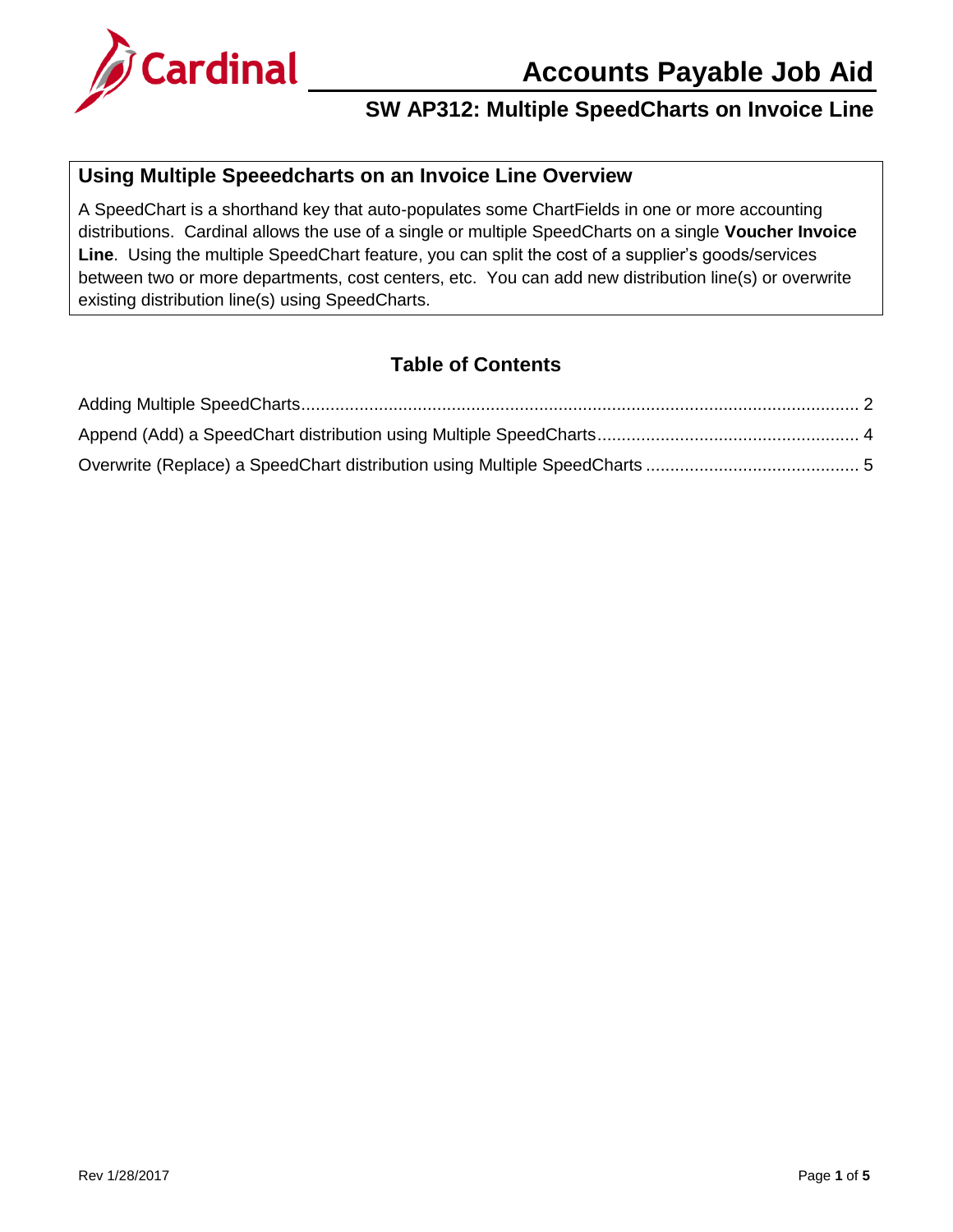# Accounts Payable Job Aid

## SW AP312: Multiple SpeedCharts on Invoice Line

### Using Multiple Speeedcharts on an Invoice Line Overview

A SpeedChart is a shorthand key that auto-populates some ChartFields in one or more accounting distributions. Cardinal allows the use of a single or multiple SpeedCharts on a single **Voucher Invoice Line**. Using the multiple SpeedChart feature, you can split the cost of a supplier's goods/services between two or more departments, cost centers, etc. You can add new distribution line(s) or overwrite existing distribution line(s) using SpeedCharts.

### Table of Contents

Adding Multiple SpeedCharts.................................................................................................................. 2

Append (Add) a SpeedChart distribution using Multiple SpeedCharts..................................................... 4

Overwrite (Replace) a SpeedChart distribution using Multiple SpeedCharts ........................................... 5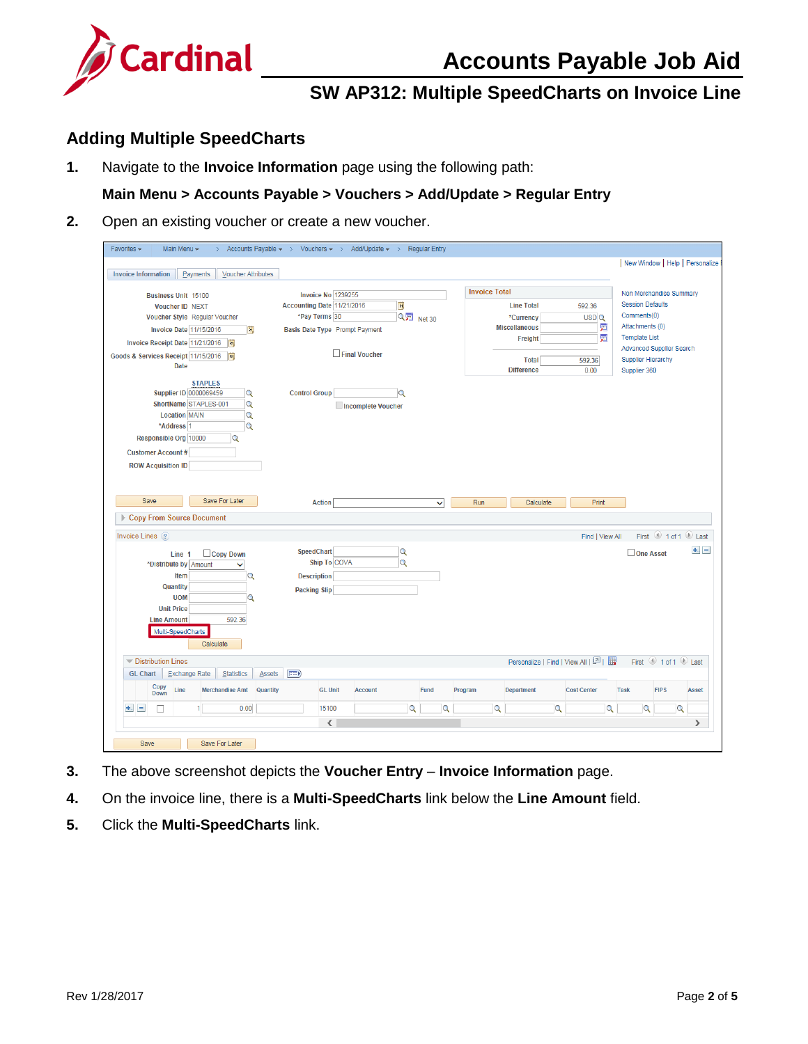## Adding Multiple SpeedCharts

1. Navigate to the **Invoice Information** page using the following path:

   **Main Menu > Accounts Payable > Vouchers > Add/Update > Regular Entry**

2. Open an existing voucher or create a new voucher.

3. The above screenshot depicts the **Voucher Entry** – **Invoice Information** page.

4. On the invoice line, there is a **Multi-SpeedCharts** link below the **Line Amount** field.

5. Click the **Multi-SpeedCharts** link.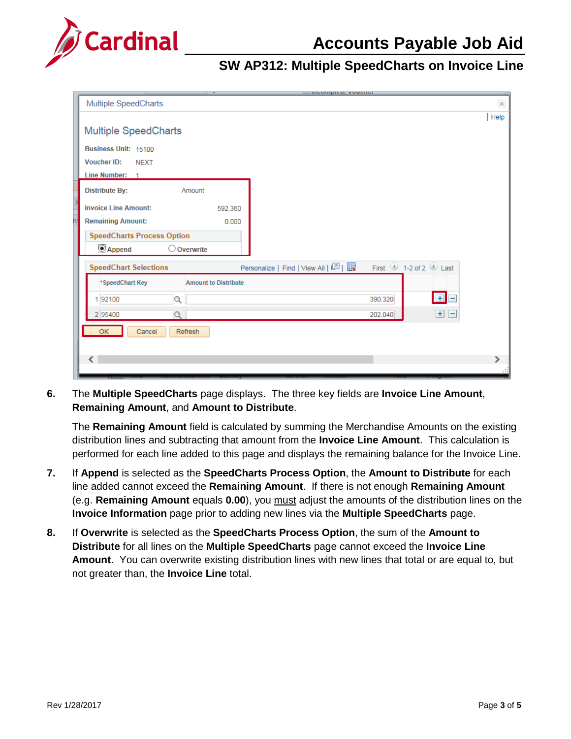6. The **Multiple SpeedCharts** page displays. The three key fields are **Invoice Line Amount**, **Remaining Amount**, and **Amount to Distribute**.

   The **Remaining Amount** field is calculated by summing the Merchandise Amounts on the existing distribution lines and subtracting that amount from the **Invoice Line Amount**. This calculation is performed for each line added to this page and displays the remaining balance for the Invoice Line.

7. If **Append** is selected as the **SpeedCharts Process Option**, the **Amount to Distribute** for each line added cannot exceed the **Remaining Amount**. If there is not enough **Remaining Amount** (e.g. **Remaining Amount** equals **0.00**), you must adjust the amounts of the distribution lines on the **Invoice Information** page prior to adding new lines via the **Multiple SpeedCharts** page.

8. If **Overwrite** is selected as the **SpeedCharts Process Option**, the sum of the **Amount to Distribute** for all lines on the **Multiple SpeedCharts** page cannot exceed the **Invoice Line Amount**. You can overwrite existing distribution lines with new lines that total or are equal to, but not greater than, the **Invoice Line** total.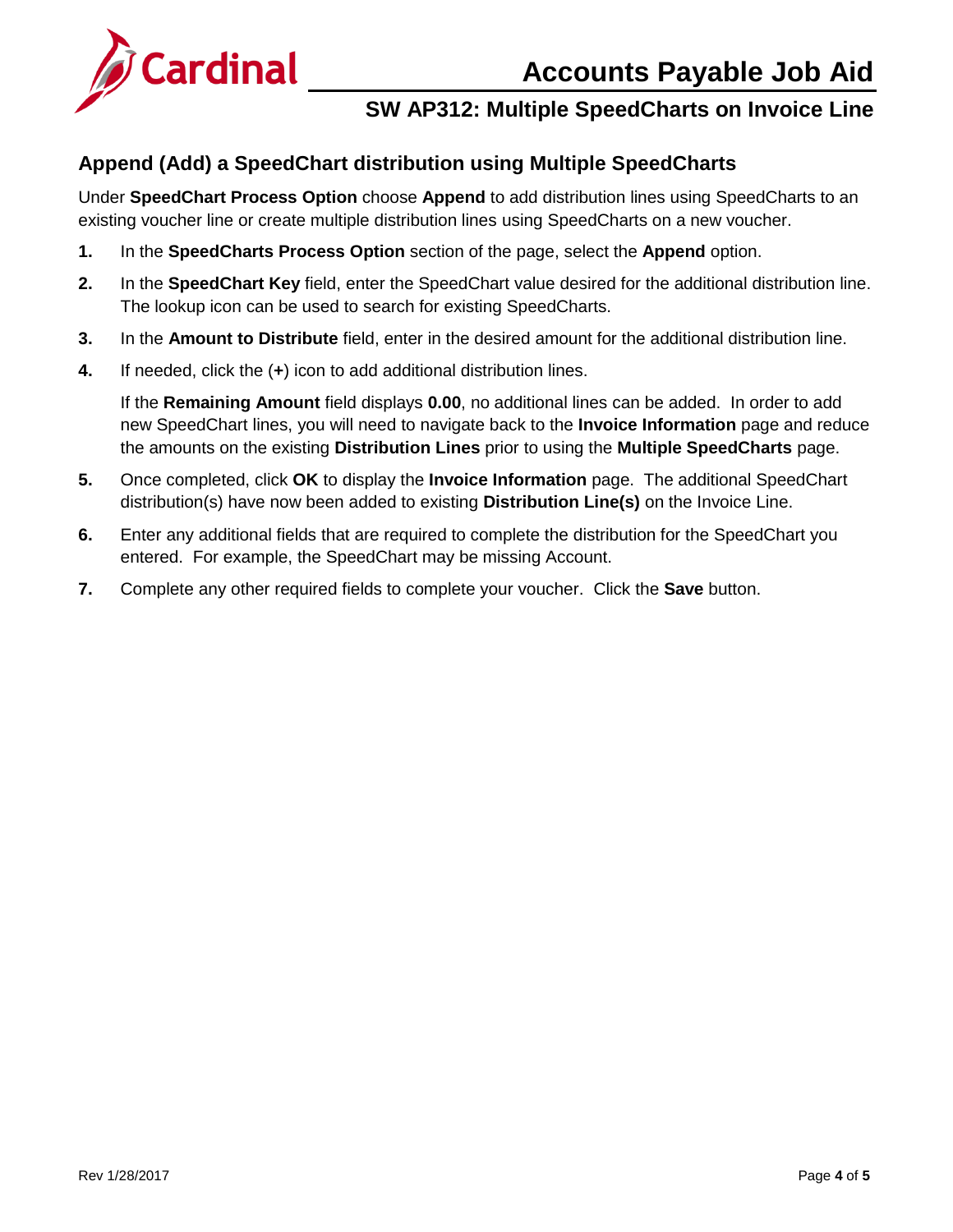## Append (Add) a SpeedChart distribution using Multiple SpeedCharts

Under **SpeedChart Process Option** choose **Append** to add distribution lines using SpeedCharts to an existing voucher line or create multiple distribution lines using SpeedCharts on a new voucher.

1. In the **SpeedCharts Process Option** section of the page, select the **Append** option.
2. In the **SpeedChart Key** field, enter the SpeedChart value desired for the additional distribution line. The lookup icon can be used to search for existing SpeedCharts.
3. In the **Amount to Distribute** field, enter in the desired amount for the additional distribution line.
4. If needed, click the (**+**) icon to add additional distribution lines.

   If the **Remaining Amount** field displays **0.00**, no additional lines can be added. In order to add new SpeedChart lines, you will need to navigate back to the **Invoice Information** page and reduce the amounts on the existing **Distribution Lines** prior to using the **Multiple SpeedCharts** page.

5. Once completed, click **OK** to display the **Invoice Information** page. The additional SpeedChart distribution(s) have now been added to existing **Distribution Line(s)** on the Invoice Line.
6. Enter any additional fields that are required to complete the distribution for the SpeedChart you entered. For example, the SpeedChart may be missing Account.
7. Complete any other required fields to complete your voucher. Click the **Save** button.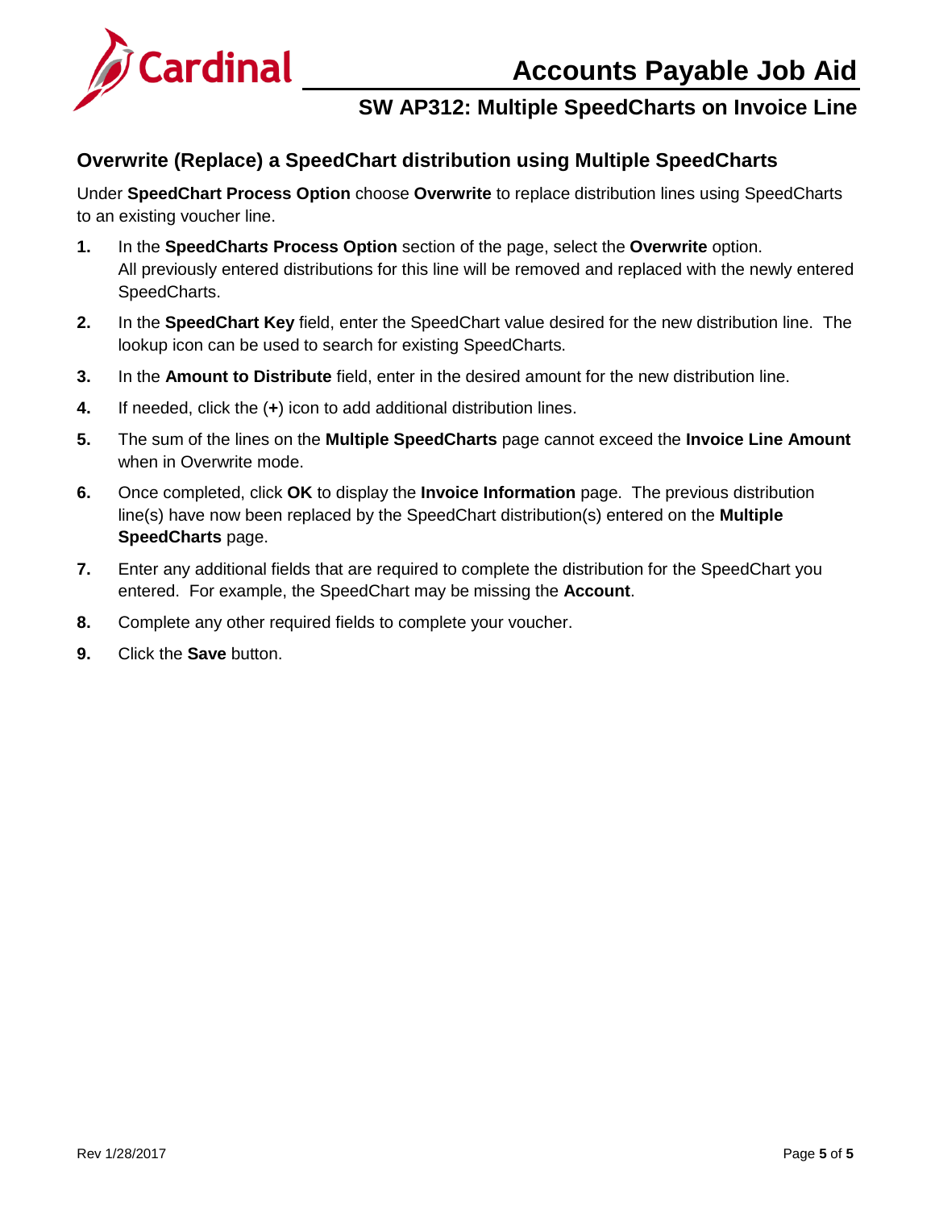## Overwrite (Replace) a SpeedChart distribution using Multiple SpeedCharts

Under **SpeedChart Process Option** choose **Overwrite** to replace distribution lines using SpeedCharts to an existing voucher line.

1. In the **SpeedCharts Process Option** section of the page, select the **Overwrite** option. All previously entered distributions for this line will be removed and replaced with the newly entered SpeedCharts.
2. In the **SpeedChart Key** field, enter the SpeedChart value desired for the new distribution line. The lookup icon can be used to search for existing SpeedCharts.
3. In the **Amount to Distribute** field, enter in the desired amount for the new distribution line.
4. If needed, click the (**+**) icon to add additional distribution lines.
5. The sum of the lines on the **Multiple SpeedCharts** page cannot exceed the **Invoice Line Amount** when in Overwrite mode.
6. Once completed, click **OK** to display the **Invoice Information** page. The previous distribution line(s) have now been replaced by the SpeedChart distribution(s) entered on the **Multiple SpeedCharts** page.
7. Enter any additional fields that are required to complete the distribution for the SpeedChart you entered. For example, the SpeedChart may be missing the **Account**.
8. Complete any other required fields to complete your voucher.
9. Click the **Save** button.